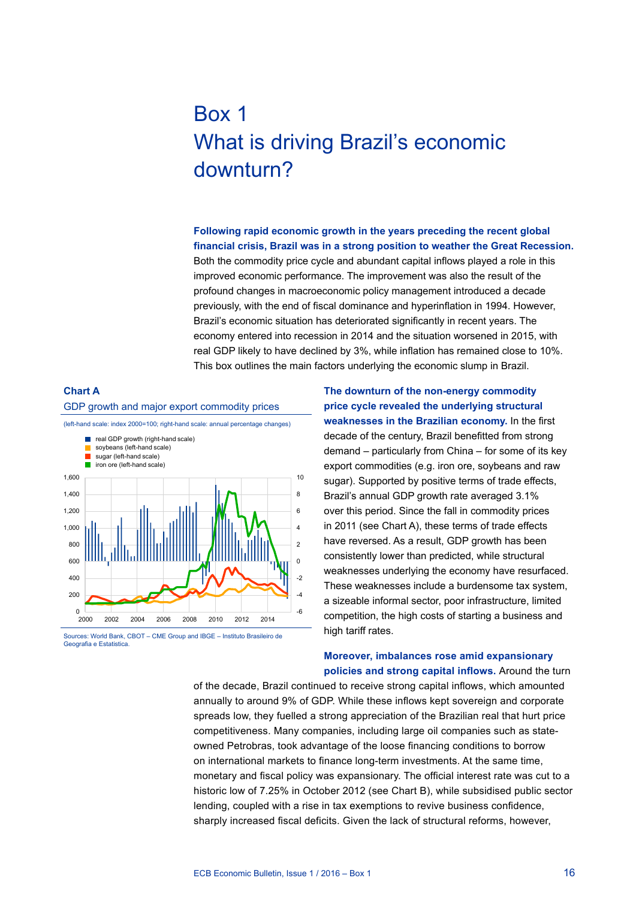# Box 1
# What is driving Brazil's economic downturn?

**Following rapid economic growth in the years preceding the recent global financial crisis, Brazil was in a strong position to weather the Great Recession.** Both the commodity price cycle and abundant capital inflows played a role in this improved economic performance. The improvement was also the result of the profound changes in macroeconomic policy management introduced a decade previously, with the end of fiscal dominance and hyperinflation in 1994. However, Brazil's economic situation has deteriorated significantly in recent years. The economy entered into recession in 2014 and the situation worsened in 2015, with real GDP likely to have declined by 3%, while inflation has remained close to 10%. This box outlines the main factors underlying the economic slump in Brazil.

**Chart A**
GDP growth and major export commodity prices

(left-hand scale: index 2000=100; right-hand scale: annual percentage changes)

- real GDP growth (right-hand scale)
- soybeans (left-hand scale)
- sugar (left-hand scale)
- iron ore (left-hand scale)

Sources: World Bank, CBOT – CME Group and IBGE – Instituto Brasileiro de Geografia e Estatistica.

**The downturn of the non-energy commodity price cycle revealed the underlying structural weaknesses in the Brazilian economy.** In the first decade of the century, Brazil benefitted from strong demand – particularly from China – for some of its key export commodities (e.g. iron ore, soybeans and raw sugar). Supported by positive terms of trade effects, Brazil's annual GDP growth rate averaged 3.1% over this period. Since the fall in commodity prices in 2011 (see Chart A), these terms of trade effects have reversed. As a result, GDP growth has been consistently lower than predicted, while structural weaknesses underlying the economy have resurfaced. These weaknesses include a burdensome tax system, a sizeable informal sector, poor infrastructure, limited competition, the high costs of starting a business and high tariff rates.

**Moreover, imbalances rose amid expansionary policies and strong capital inflows.** Around the turn of the decade, Brazil continued to receive strong capital inflows, which amounted annually to around 9% of GDP. While these inflows kept sovereign and corporate spreads low, they fuelled a strong appreciation of the Brazilian real that hurt price competitiveness. Many companies, including large oil companies such as state-owned Petrobras, took advantage of the loose financing conditions to borrow on international markets to finance long-term investments. At the same time, monetary and fiscal policy was expansionary. The official interest rate was cut to a historic low of 7.25% in October 2012 (see Chart B), while subsidised public sector lending, coupled with a rise in tax exemptions to revive business confidence, sharply increased fiscal deficits. Given the lack of structural reforms, however,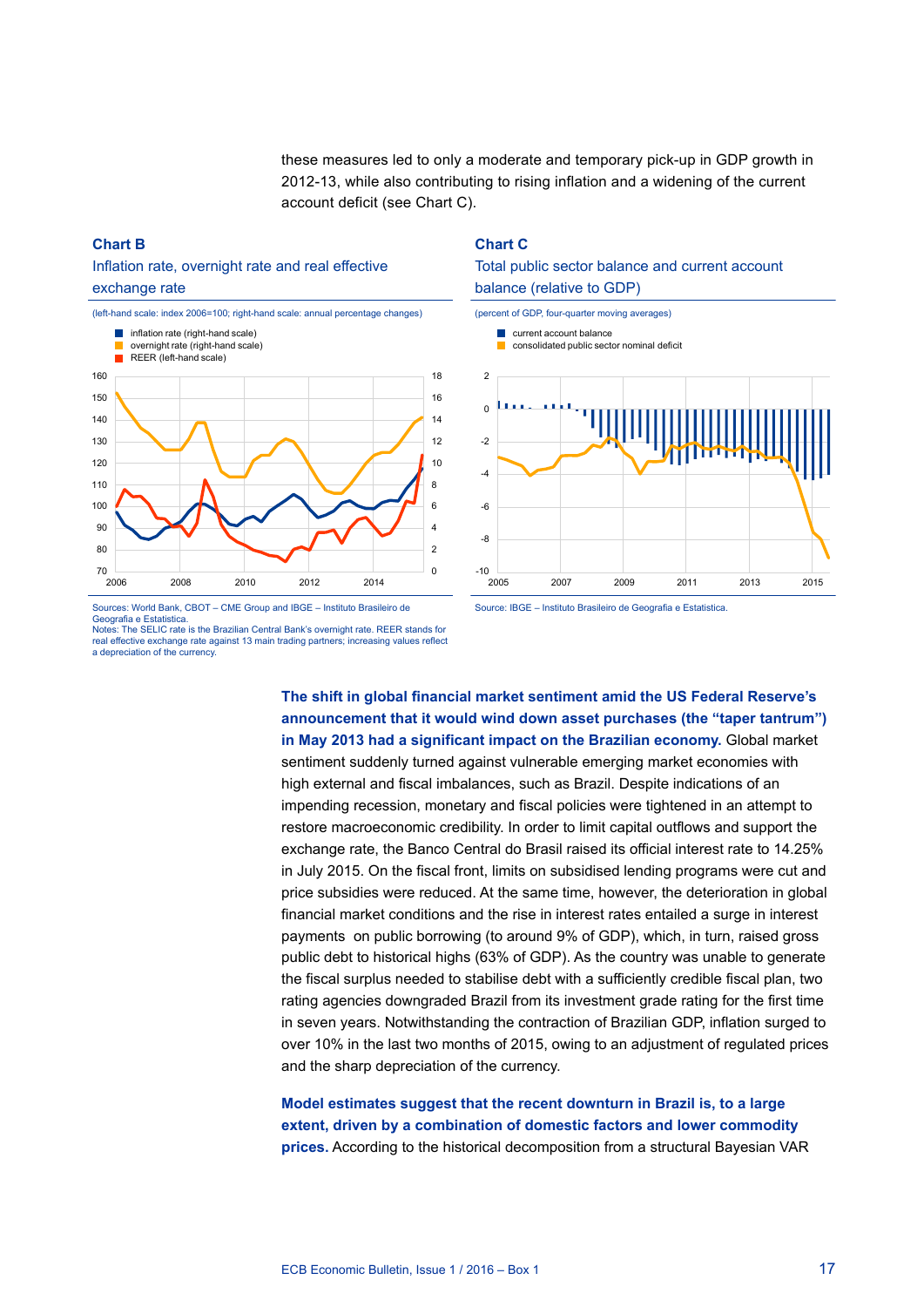these measures led to only a moderate and temporary pick-up in GDP growth in 2012-13, while also contributing to rising inflation and a widening of the current account deficit (see Chart C).

**Chart B**

Inflation rate, overnight rate and real effective exchange rate

(left-hand scale: index 2006=100; right-hand scale: annual percentage changes)

- inflation rate (right-hand scale)
- overnight rate (right-hand scale)
- REER (left-hand scale)

Sources: World Bank, CBOT – CME Group and IBGE – Instituto Brasileiro de Geografia e Estatistica.
Notes: The SELIC rate is the Brazilian Central Bank's overnight rate. REER stands for real effective exchange rate against 13 main trading partners; increasing values reflect a depreciation of the currency.

**Chart C**

Total public sector balance and current account balance (relative to GDP)

(percent of GDP, four-quarter moving averages)

- current account balance
- consolidated public sector nominal deficit

Source: IBGE – Instituto Brasileiro de Geografia e Estatistica.

**The shift in global financial market sentiment amid the US Federal Reserve's announcement that it would wind down asset purchases (the "taper tantrum") in May 2013 had a significant impact on the Brazilian economy.** Global market sentiment suddenly turned against vulnerable emerging market economies with high external and fiscal imbalances, such as Brazil. Despite indications of an impending recession, monetary and fiscal policies were tightened in an attempt to restore macroeconomic credibility. In order to limit capital outflows and support the exchange rate, the Banco Central do Brasil raised its official interest rate to 14.25% in July 2015. On the fiscal front, limits on subsidised lending programs were cut and price subsidies were reduced. At the same time, however, the deterioration in global financial market conditions and the rise in interest rates entailed a surge in interest payments on public borrowing (to around 9% of GDP), which, in turn, raised gross public debt to historical highs (63% of GDP). As the country was unable to generate the fiscal surplus needed to stabilise debt with a sufficiently credible fiscal plan, two rating agencies downgraded Brazil from its investment grade rating for the first time in seven years. Notwithstanding the contraction of Brazilian GDP, inflation surged to over 10% in the last two months of 2015, owing to an adjustment of regulated prices and the sharp depreciation of the currency.

**Model estimates suggest that the recent downturn in Brazil is, to a large extent, driven by a combination of domestic factors and lower commodity prices.** According to the historical decomposition from a structural Bayesian VAR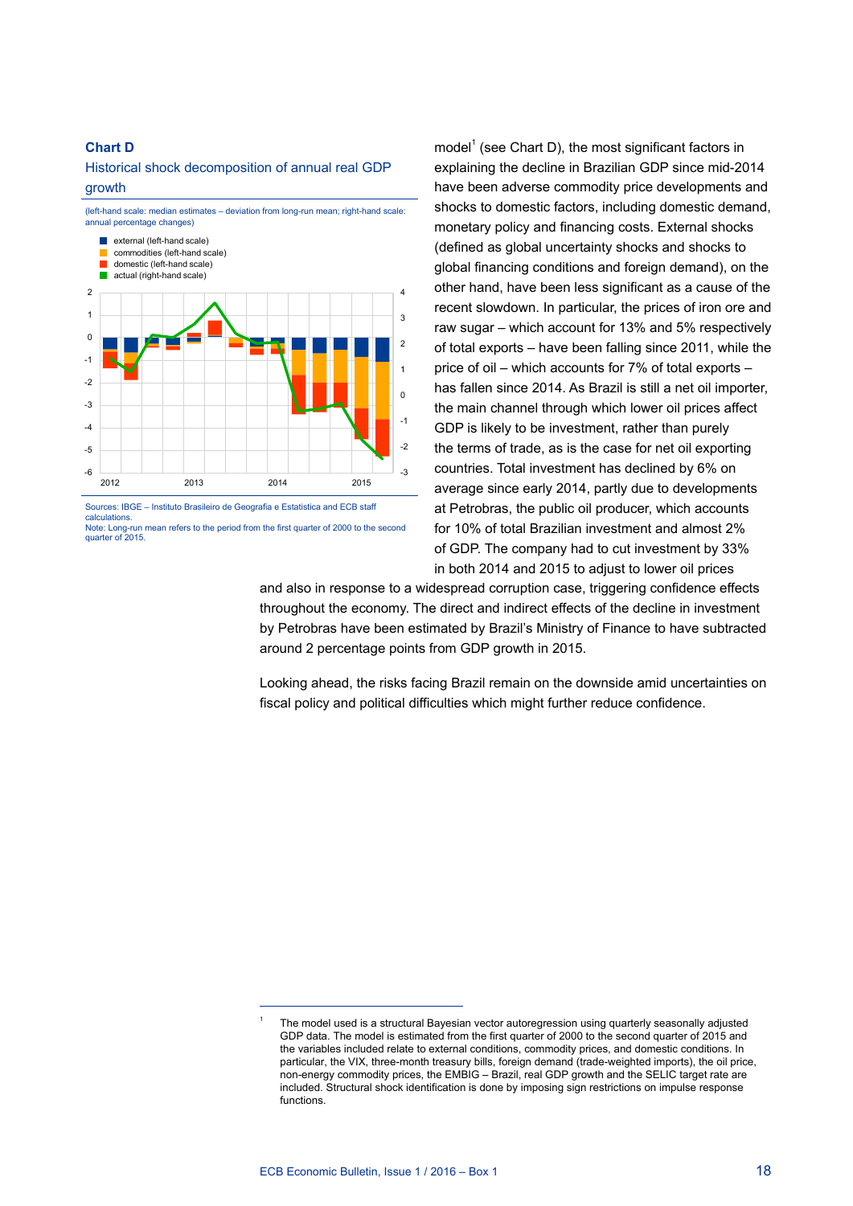**Chart D**

Historical shock decomposition of annual real GDP growth

(left-hand scale: median estimates – deviation from long-run mean; right-hand scale: annual percentage changes)

external (left-hand scale)
commodities (left-hand scale)
domestic (left-hand scale)
actual (right-hand scale)

2
1
0
-1
-2
-3
-4
-5
-6

4
3
2
1
0
-1
-2
-3

2012
2013
2014
2015

Sources: IBGE – Instituto Brasileiro de Geografia e Estatistica and ECB staff calculations.
Note: Long-run mean refers to the period from the first quarter of 2000 to the second quarter of 2015.

model[1] (see Chart D), the most significant factors in explaining the decline in Brazilian GDP since mid-2014 have been adverse commodity price developments and shocks to domestic factors, including domestic demand, monetary policy and financing costs. External shocks (defined as global uncertainty shocks and shocks to global financing conditions and foreign demand), on the other hand, have been less significant as a cause of the recent slowdown. In particular, the prices of iron ore and raw sugar – which account for 13% and 5% respectively of total exports – have been falling since 2011, while the price of oil – which accounts for 7% of total exports – has fallen since 2014. As Brazil is still a net oil importer, the main channel through which lower oil prices affect GDP is likely to be investment, rather than purely the terms of trade, as is the case for net oil exporting countries. Total investment has declined by 6% on average since early 2014, partly due to developments at Petrobras, the public oil producer, which accounts for 10% of total Brazilian investment and almost 2% of GDP. The company had to cut investment by 33% in both 2014 and 2015 to adjust to lower oil prices and also in response to a widespread corruption case, triggering confidence effects throughout the economy. The direct and indirect effects of the decline in investment by Petrobras have been estimated by Brazil's Ministry of Finance to have subtracted around 2 percentage points from GDP growth in 2015.

Looking ahead, the risks facing Brazil remain on the downside amid uncertainties on fiscal policy and political difficulties which might further reduce confidence.

---

[1] The model used is a structural Bayesian vector autoregression using quarterly seasonally adjusted GDP data. The model is estimated from the first quarter of 2000 to the second quarter of 2015 and the variables included relate to external conditions, commodity prices, and domestic conditions. In particular, the VIX, three-month treasury bills, foreign demand (trade-weighted imports), the oil price, non-energy commodity prices, the EMBIG – Brazil, real GDP growth and the SELIC target rate are included. Structural shock identification is done by imposing sign restrictions on impulse response functions.